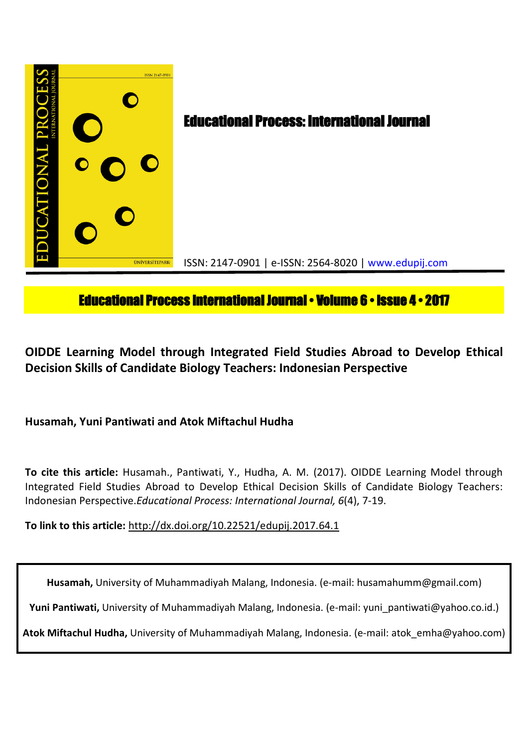# Educational Process: International Journal

ISSN: 2147-0901 | e-ISSN: 2564-8020 | www.edupij.com

**Educational Process International Journal • Volume 6 • Issue 4 • 2017**

## OIDDE Learning Model through Integrated Field Studies Abroad to Develop Ethical Decision Skills of Candidate Biology Teachers: Indonesian Perspective

**Husamah, Yuni Pantiwati and Atok Miftachul Hudha**

**To cite this article:** Husamah., Pantiwati, Y., Hudha, A. M. (2017). OIDDE Learning Model through Integrated Field Studies Abroad to Develop Ethical Decision Skills of Candidate Biology Teachers: Indonesian Perspective.*Educational Process: International Journal, 6*(4), 7-19.

**To link to this article:** http://dx.doi.org/10.22521/edupij.2017.64.1

**Husamah,** University of Muhammadiyah Malang, Indonesia. (e-mail: husamahumm@gmail.com)

**Yuni Pantiwati,** University of Muhammadiyah Malang, Indonesia. (e-mail: yuni_pantiwati@yahoo.co.id.)

**Atok Miftachul Hudha,** University of Muhammadiyah Malang, Indonesia. (e-mail: atok_emha@yahoo.com)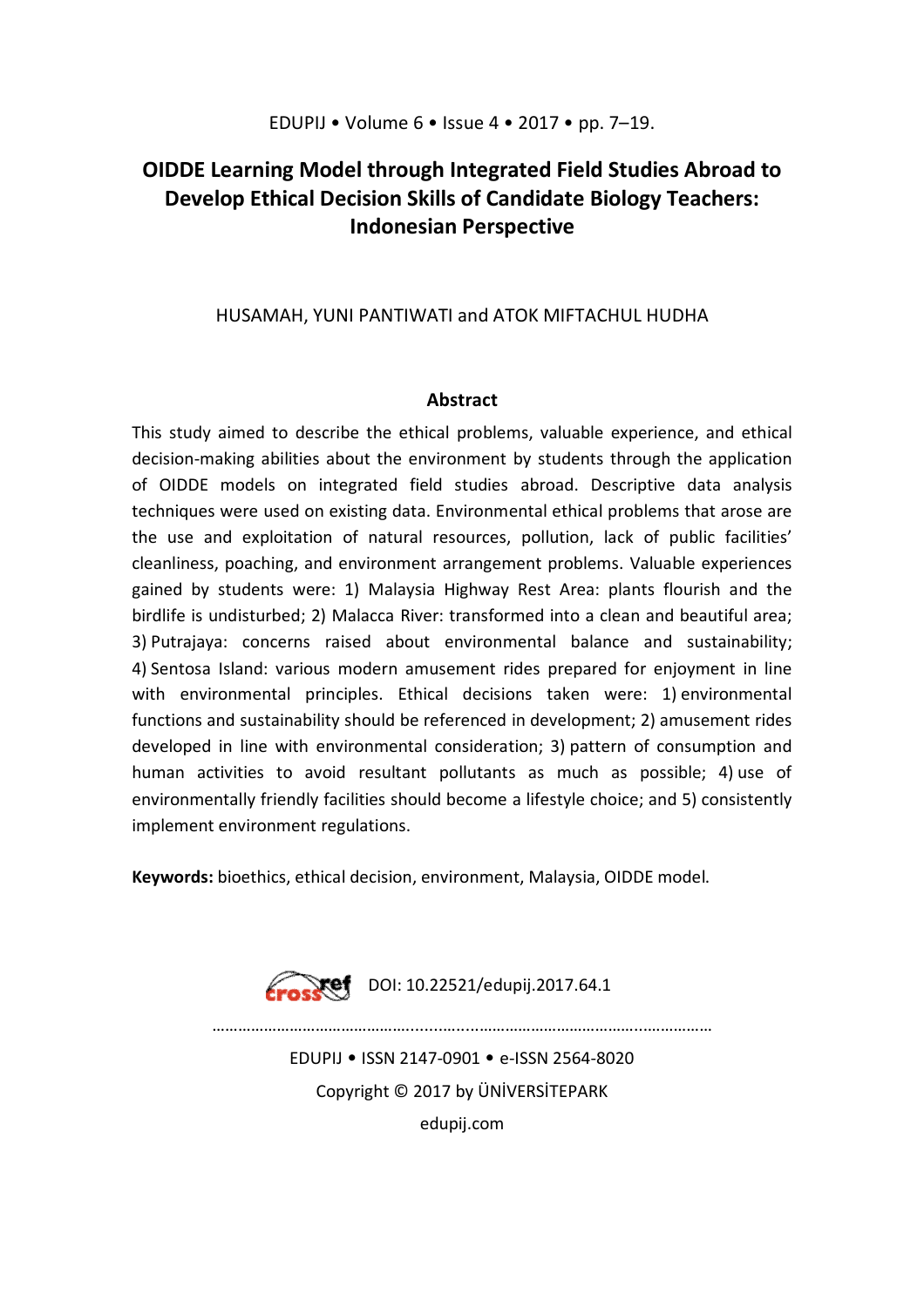# OIDDE Learning Model through Integrated Field Studies Abroad to Develop Ethical Decision Skills of Candidate Biology Teachers: Indonesian Perspective

HUSAMAH, YUNI PANTIWATI and ATOK MIFTACHUL HUDHA

## Abstract

This study aimed to describe the ethical problems, valuable experience, and ethical decision-making abilities about the environment by students through the application of OIDDE models on integrated field studies abroad. Descriptive data analysis techniques were used on existing data. Environmental ethical problems that arose are the use and exploitation of natural resources, pollution, lack of public facilities' cleanliness, poaching, and environment arrangement problems. Valuable experiences gained by students were: 1) Malaysia Highway Rest Area: plants flourish and the birdlife is undisturbed; 2) Malacca River: transformed into a clean and beautiful area; 3) Putrajaya: concerns raised about environmental balance and sustainability; 4) Sentosa Island: various modern amusement rides prepared for enjoyment in line with environmental principles. Ethical decisions taken were: 1) environmental functions and sustainability should be referenced in development; 2) amusement rides developed in line with environmental consideration; 3) pattern of consumption and human activities to avoid resultant pollutants as much as possible; 4) use of environmentally friendly facilities should become a lifestyle choice; and 5) consistently implement environment regulations.

**Keywords:** bioethics, ethical decision, environment, Malaysia, OIDDE model.

DOI: 10.22521/edupij.2017.64.1

EDUPIJ • ISSN 2147-0901 • e-ISSN 2564-8020

Copyright © 2017 by ÜNİVERSİTEPARK

edupij.com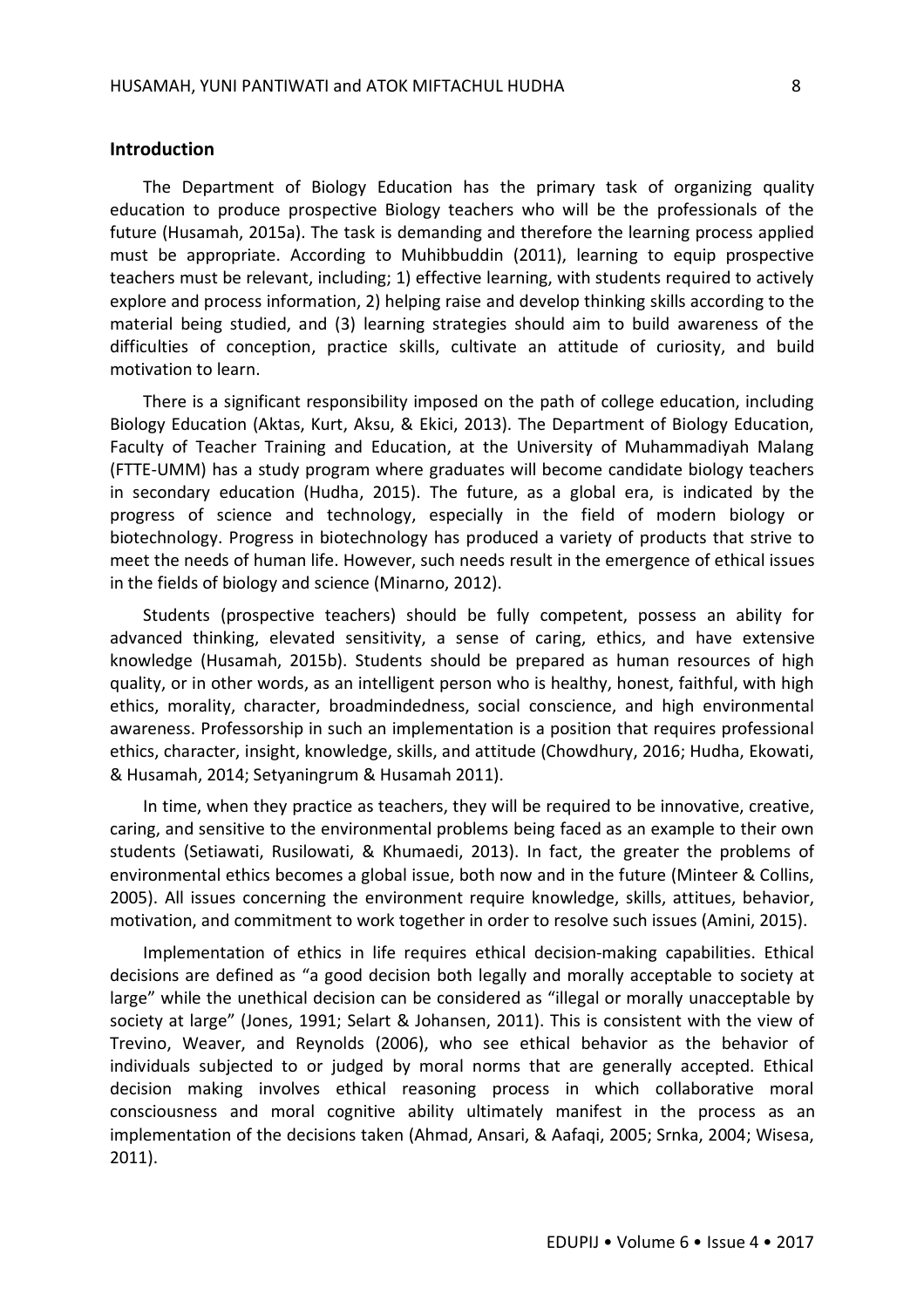## Introduction

The Department of Biology Education has the primary task of organizing quality education to produce prospective Biology teachers who will be the professionals of the future (Husamah, 2015a). The task is demanding and therefore the learning process applied must be appropriate. According to Muhibbuddin (2011), learning to equip prospective teachers must be relevant, including; 1) effective learning, with students required to actively explore and process information, 2) helping raise and develop thinking skills according to the material being studied, and (3) learning strategies should aim to build awareness of the difficulties of conception, practice skills, cultivate an attitude of curiosity, and build motivation to learn.

There is a significant responsibility imposed on the path of college education, including Biology Education (Aktas, Kurt, Aksu, & Ekici, 2013). The Department of Biology Education, Faculty of Teacher Training and Education, at the University of Muhammadiyah Malang (FTTE-UMM) has a study program where graduates will become candidate biology teachers in secondary education (Hudha, 2015). The future, as a global era, is indicated by the progress of science and technology, especially in the field of modern biology or biotechnology. Progress in biotechnology has produced a variety of products that strive to meet the needs of human life. However, such needs result in the emergence of ethical issues in the fields of biology and science (Minarno, 2012).

Students (prospective teachers) should be fully competent, possess an ability for advanced thinking, elevated sensitivity, a sense of caring, ethics, and have extensive knowledge (Husamah, 2015b). Students should be prepared as human resources of high quality, or in other words, as an intelligent person who is healthy, honest, faithful, with high ethics, morality, character, broadmindedness, social conscience, and high environmental awareness. Professorship in such an implementation is a position that requires professional ethics, character, insight, knowledge, skills, and attitude (Chowdhury, 2016; Hudha, Ekowati, & Husamah, 2014; Setyaningrum & Husamah 2011).

In time, when they practice as teachers, they will be required to be innovative, creative, caring, and sensitive to the environmental problems being faced as an example to their own students (Setiawati, Rusilowati, & Khumaedi, 2013). In fact, the greater the problems of environmental ethics becomes a global issue, both now and in the future (Minteer & Collins, 2005). All issues concerning the environment require knowledge, skills, attitues, behavior, motivation, and commitment to work together in order to resolve such issues (Amini, 2015).

Implementation of ethics in life requires ethical decision-making capabilities. Ethical decisions are defined as "a good decision both legally and morally acceptable to society at large" while the unethical decision can be considered as "illegal or morally unacceptable by society at large" (Jones, 1991; Selart & Johansen, 2011). This is consistent with the view of Trevino, Weaver, and Reynolds (2006), who see ethical behavior as the behavior of individuals subjected to or judged by moral norms that are generally accepted. Ethical decision making involves ethical reasoning process in which collaborative moral consciousness and moral cognitive ability ultimately manifest in the process as an implementation of the decisions taken (Ahmad, Ansari, & Aafaqi, 2005; Srnka, 2004; Wisesa, 2011).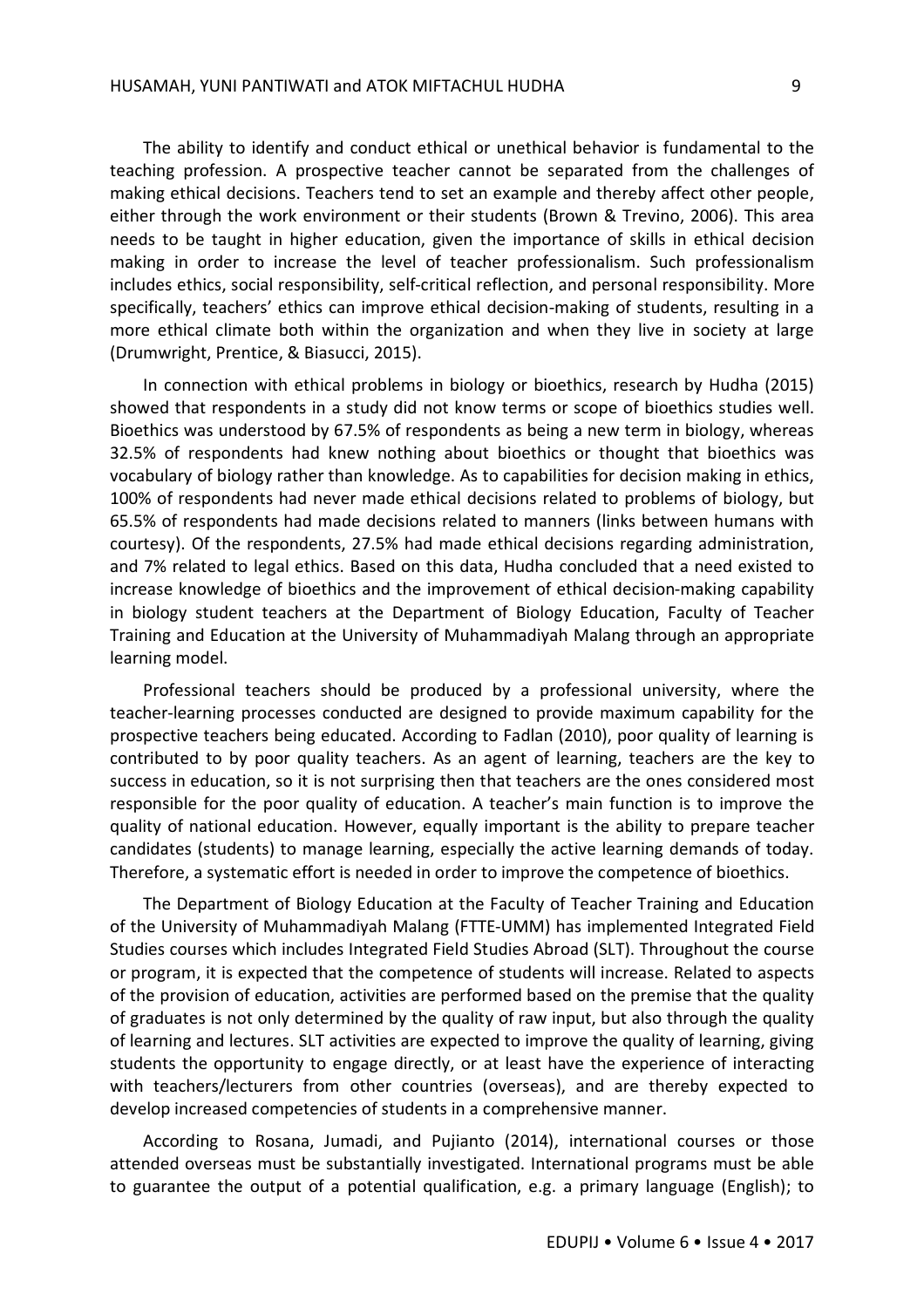The ability to identify and conduct ethical or unethical behavior is fundamental to the teaching profession. A prospective teacher cannot be separated from the challenges of making ethical decisions. Teachers tend to set an example and thereby affect other people, either through the work environment or their students (Brown & Trevino, 2006). This area needs to be taught in higher education, given the importance of skills in ethical decision making in order to increase the level of teacher professionalism. Such professionalism includes ethics, social responsibility, self-critical reflection, and personal responsibility. More specifically, teachers' ethics can improve ethical decision-making of students, resulting in a more ethical climate both within the organization and when they live in society at large (Drumwright, Prentice, & Biasucci, 2015).

In connection with ethical problems in biology or bioethics, research by Hudha (2015) showed that respondents in a study did not know terms or scope of bioethics studies well. Bioethics was understood by 67.5% of respondents as being a new term in biology, whereas 32.5% of respondents had knew nothing about bioethics or thought that bioethics was vocabulary of biology rather than knowledge. As to capabilities for decision making in ethics, 100% of respondents had never made ethical decisions related to problems of biology, but 65.5% of respondents had made decisions related to manners (links between humans with courtesy). Of the respondents, 27.5% had made ethical decisions regarding administration, and 7% related to legal ethics. Based on this data, Hudha concluded that a need existed to increase knowledge of bioethics and the improvement of ethical decision-making capability in biology student teachers at the Department of Biology Education, Faculty of Teacher Training and Education at the University of Muhammadiyah Malang through an appropriate learning model.

Professional teachers should be produced by a professional university, where the teacher-learning processes conducted are designed to provide maximum capability for the prospective teachers being educated. According to Fadlan (2010), poor quality of learning is contributed to by poor quality teachers. As an agent of learning, teachers are the key to success in education, so it is not surprising then that teachers are the ones considered most responsible for the poor quality of education. A teacher's main function is to improve the quality of national education. However, equally important is the ability to prepare teacher candidates (students) to manage learning, especially the active learning demands of today. Therefore, a systematic effort is needed in order to improve the competence of bioethics.

The Department of Biology Education at the Faculty of Teacher Training and Education of the University of Muhammadiyah Malang (FTTE-UMM) has implemented Integrated Field Studies courses which includes Integrated Field Studies Abroad (SLT). Throughout the course or program, it is expected that the competence of students will increase. Related to aspects of the provision of education, activities are performed based on the premise that the quality of graduates is not only determined by the quality of raw input, but also through the quality of learning and lectures. SLT activities are expected to improve the quality of learning, giving students the opportunity to engage directly, or at least have the experience of interacting with teachers/lecturers from other countries (overseas), and are thereby expected to develop increased competencies of students in a comprehensive manner.

According to Rosana, Jumadi, and Pujianto (2014), international courses or those attended overseas must be substantially investigated. International programs must be able to guarantee the output of a potential qualification, e.g. a primary language (English); to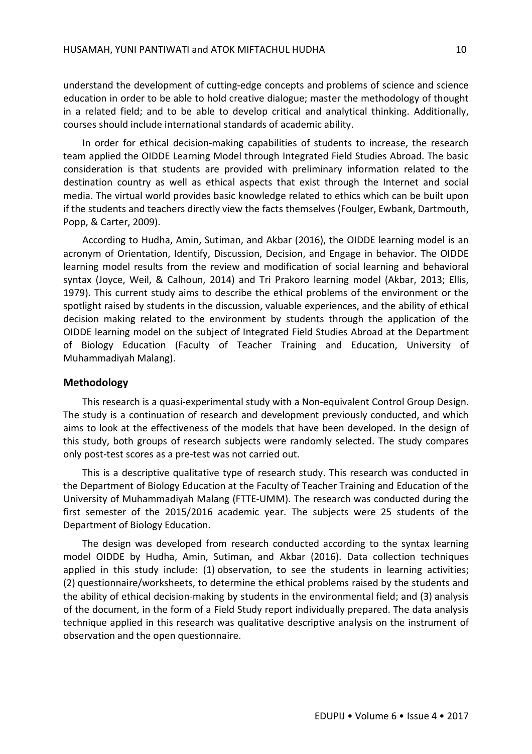understand the development of cutting-edge concepts and problems of science and science education in order to be able to hold creative dialogue; master the methodology of thought in a related field; and to be able to develop critical and analytical thinking. Additionally, courses should include international standards of academic ability.

In order for ethical decision-making capabilities of students to increase, the research team applied the OIDDE Learning Model through Integrated Field Studies Abroad. The basic consideration is that students are provided with preliminary information related to the destination country as well as ethical aspects that exist through the Internet and social media. The virtual world provides basic knowledge related to ethics which can be built upon if the students and teachers directly view the facts themselves (Foulger, Ewbank, Dartmouth, Popp, & Carter, 2009).

According to Hudha, Amin, Sutiman, and Akbar (2016), the OIDDE learning model is an acronym of Orientation, Identify, Discussion, Decision, and Engage in behavior. The OIDDE learning model results from the review and modification of social learning and behavioral syntax (Joyce, Weil, & Calhoun, 2014) and Tri Prakoro learning model (Akbar, 2013; Ellis, 1979). This current study aims to describe the ethical problems of the environment or the spotlight raised by students in the discussion, valuable experiences, and the ability of ethical decision making related to the environment by students through the application of the OIDDE learning model on the subject of Integrated Field Studies Abroad at the Department of Biology Education (Faculty of Teacher Training and Education, University of Muhammadiyah Malang).

## Methodology

This research is a quasi-experimental study with a Non-equivalent Control Group Design. The study is a continuation of research and development previously conducted, and which aims to look at the effectiveness of the models that have been developed. In the design of this study, both groups of research subjects were randomly selected. The study compares only post-test scores as a pre-test was not carried out.

This is a descriptive qualitative type of research study. This research was conducted in the Department of Biology Education at the Faculty of Teacher Training and Education of the University of Muhammadiyah Malang (FTTE-UMM). The research was conducted during the first semester of the 2015/2016 academic year. The subjects were 25 students of the Department of Biology Education.

The design was developed from research conducted according to the syntax learning model OIDDE by Hudha, Amin, Sutiman, and Akbar (2016). Data collection techniques applied in this study include: (1) observation, to see the students in learning activities; (2) questionnaire/worksheets, to determine the ethical problems raised by the students and the ability of ethical decision-making by students in the environmental field; and (3) analysis of the document, in the form of a Field Study report individually prepared. The data analysis technique applied in this research was qualitative descriptive analysis on the instrument of observation and the open questionnaire.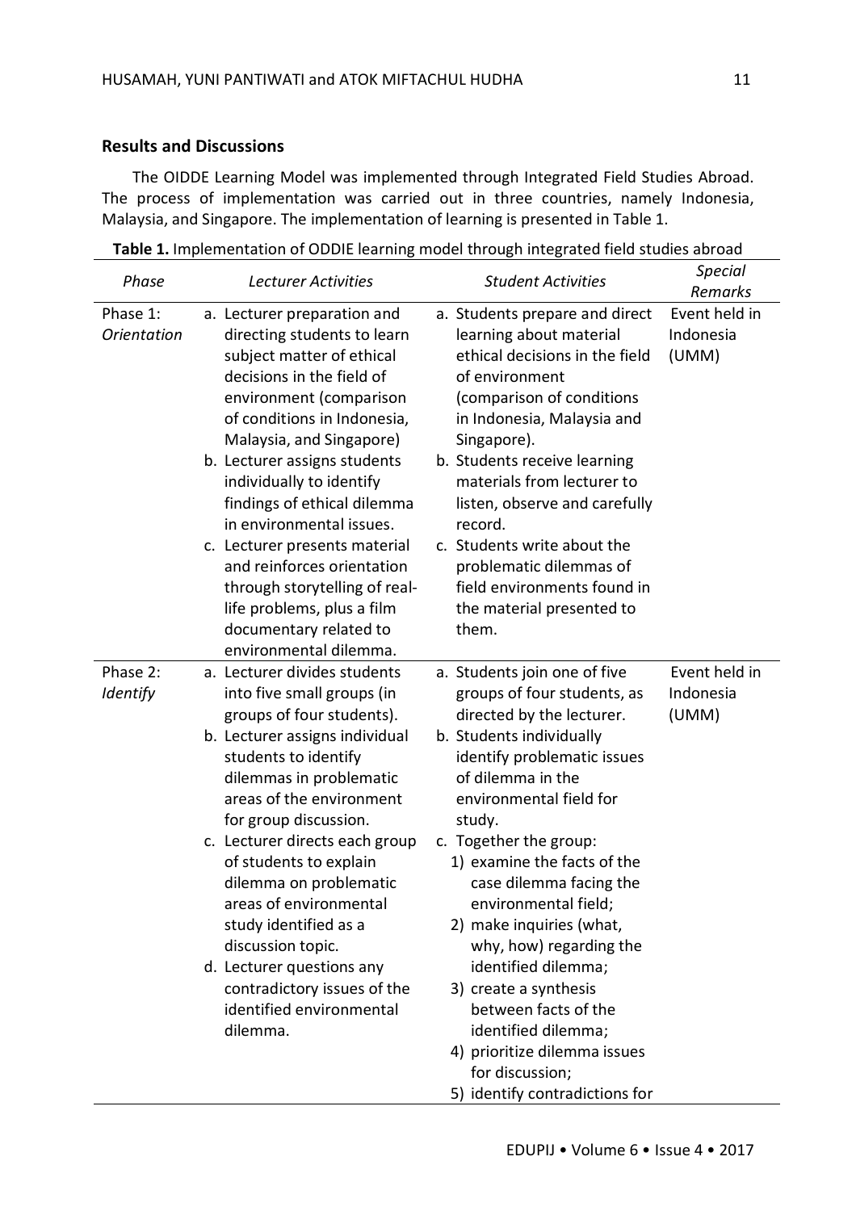## Results and Discussions

The OIDDE Learning Model was implemented through Integrated Field Studies Abroad. The process of implementation was carried out in three countries, namely Indonesia, Malaysia, and Singapore. The implementation of learning is presented in Table 1.

**Table 1.** Implementation of ODDIE learning model through integrated field studies abroad

| *Phase* | *Lecturer Activities* | *Student Activities* | *Special Remarks* |
|---|---|---|---|
| Phase 1: *Orientation* | a. Lecturer preparation and directing students to learn subject matter of ethical decisions in the field of environment (comparison of conditions in Indonesia, Malaysia, and Singapore)<br>b. Lecturer assigns students individually to identify findings of ethical dilemma in environmental issues.<br>c. Lecturer presents material and reinforces orientation through storytelling of real-life problems, plus a film documentary related to environmental dilemma. | a. Students prepare and direct learning about material ethical decisions in the field of environment (comparison of conditions in Indonesia, Malaysia and Singapore).<br>b. Students receive learning materials from lecturer to listen, observe and carefully record.<br>c. Students write about the problematic dilemmas of field environments found in the material presented to them. | Event held in Indonesia (UMM) |
| Phase 2: *Identify* | a. Lecturer divides students into five small groups (in groups of four students).<br>b. Lecturer assigns individual students to identify dilemmas in problematic areas of the environment for group discussion.<br>c. Lecturer directs each group of students to explain dilemma on problematic areas of environmental study identified as a discussion topic.<br>d. Lecturer questions any contradictory issues of the identified environmental dilemma. | a. Students join one of five groups of four students, as directed by the lecturer.<br>b. Students individually identify problematic issues of dilemma in the environmental field for study.<br>c. Together the group:<br>1) examine the facts of the case dilemma facing the environmental field;<br>2) make inquiries (what, why, how) regarding the identified dilemma;<br>3) create a synthesis between facts of the identified dilemma;<br>4) prioritize dilemma issues for discussion;<br>5) identify contradictions for | Event held in Indonesia (UMM) |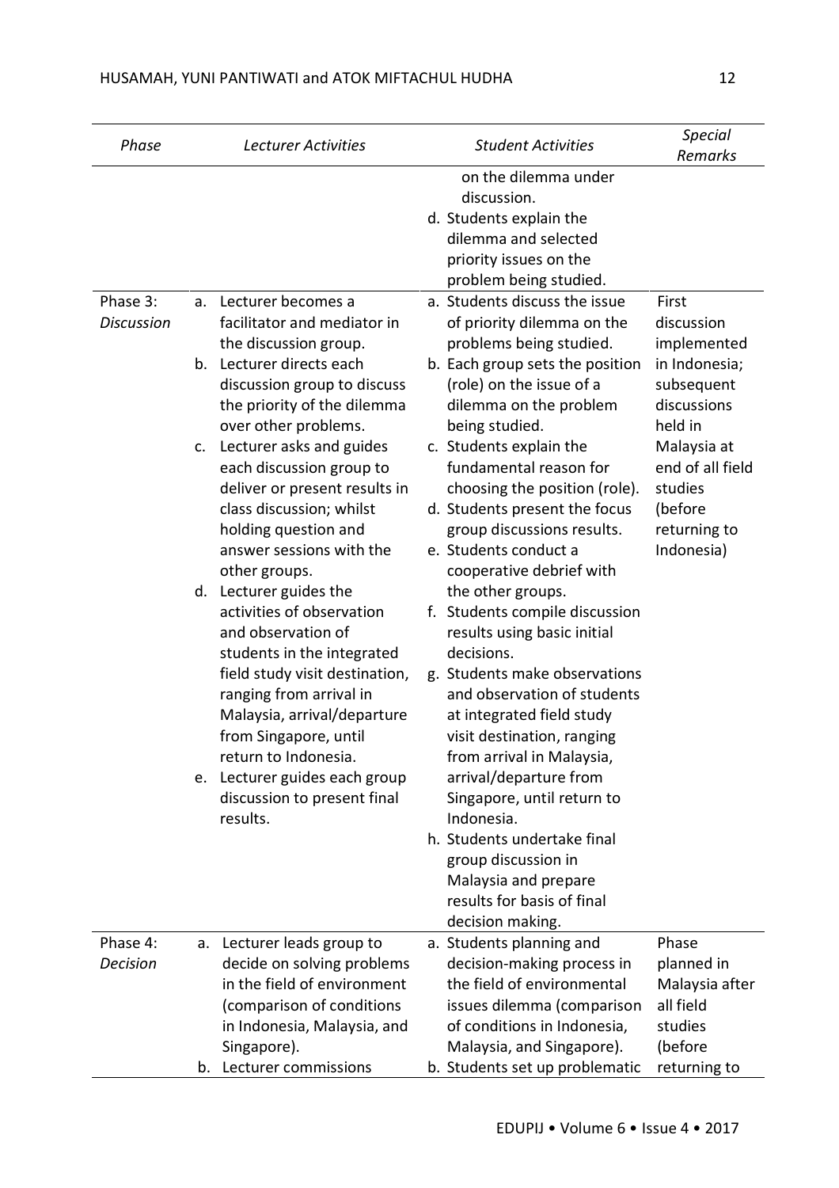| Phase | Lecturer Activities | Student Activities | Special Remarks |
|---|---|---|---|
| | | on the dilemma under discussion.<br>d. Students explain the dilemma and selected priority issues on the problem being studied. | |
| Phase 3: *Discussion* | a. Lecturer becomes a facilitator and mediator in the discussion group.<br>b. Lecturer directs each discussion group to discuss the priority of the dilemma over other problems.<br>c. Lecturer asks and guides each discussion group to deliver or present results in class discussion; whilst holding question and answer sessions with the other groups.<br>d. Lecturer guides the activities of observation and observation of students in the integrated field study visit destination, ranging from arrival in Malaysia, arrival/departure from Singapore, until return to Indonesia.<br>e. Lecturer guides each group discussion to present final results. | a. Students discuss the issue of priority dilemma on the problems being studied.<br>b. Each group sets the position (role) on the issue of a dilemma on the problem being studied.<br>c. Students explain the fundamental reason for choosing the position (role).<br>d. Students present the focus group discussions results.<br>e. Students conduct a cooperative debrief with the other groups.<br>f. Students compile discussion results using basic initial decisions.<br>g. Students make observations and observation of students at integrated field study visit destination, ranging from arrival in Malaysia, arrival/departure from Singapore, until return to Indonesia.<br>h. Students undertake final group discussion in Malaysia and prepare results for basis of final decision making. | First discussion implemented in Indonesia; subsequent discussions held in Malaysia at end of all field studies (before returning to Indonesia) |
| Phase 4: *Decision* | a. Lecturer leads group to decide on solving problems in the field of environment (comparison of conditions in Indonesia, Malaysia, and Singapore).<br>b. Lecturer commissions | a. Students planning and decision-making process in the field of environmental issues dilemma (comparison of conditions in Indonesia, Malaysia, and Singapore).<br>b. Students set up problematic | Phase planned in Malaysia after all field studies (before returning to |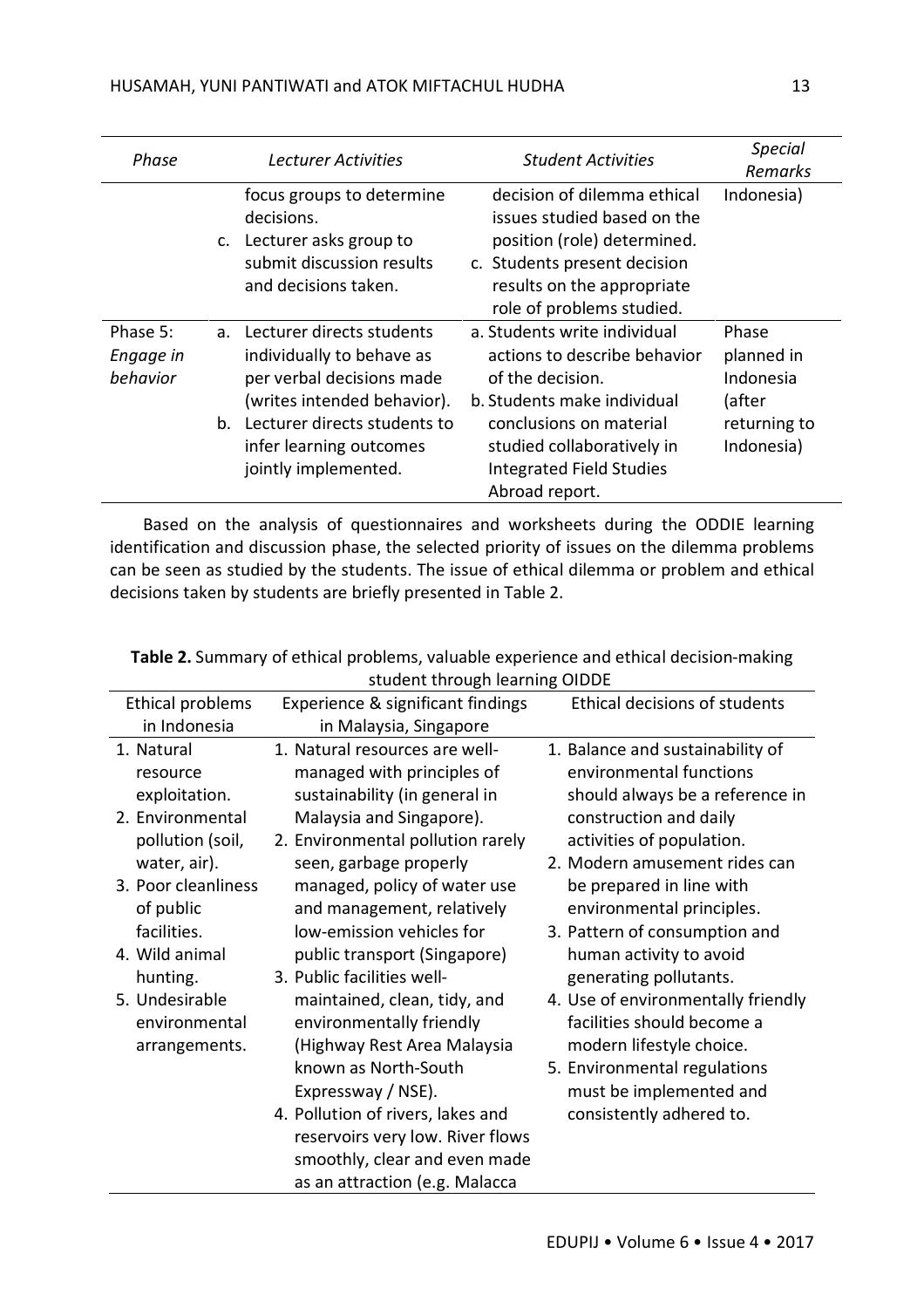| *Phase* | *Lecturer Activities* | *Student Activities* | *Special Remarks* |
|---|---|---|---|
| | focus groups to determine decisions.<br>c. Lecturer asks group to submit discussion results and decisions taken. | decision of dilemma ethical issues studied based on the position (role) determined.<br>c. Students present decision results on the appropriate role of problems studied. | Indonesia) |
| Phase 5: *Engage in behavior* | a. Lecturer directs students individually to behave as per verbal decisions made (writes intended behavior).<br>b. Lecturer directs students to infer learning outcomes jointly implemented. | a. Students write individual actions to describe behavior of the decision.<br>b. Students make individual conclusions on material studied collaboratively in Integrated Field Studies Abroad report. | Phase planned in Indonesia (after returning to Indonesia) |

Based on the analysis of questionnaires and worksheets during the ODDIE learning identification and discussion phase, the selected priority of issues on the dilemma problems can be seen as studied by the students. The issue of ethical dilemma or problem and ethical decisions taken by students are briefly presented in Table 2.

**Table 2.** Summary of ethical problems, valuable experience and ethical decision-making student through learning OIDDE

| Ethical problems in Indonesia | Experience & significant findings in Malaysia, Singapore | Ethical decisions of students |
|---|---|---|
| 1. Natural resource exploitation.<br>2. Environmental pollution (soil, water, air).<br>3. Poor cleanliness of public facilities.<br>4. Wild animal hunting.<br>5. Undesirable environmental arrangements. | 1. Natural resources are well-managed with principles of sustainability (in general in Malaysia and Singapore).<br>2. Environmental pollution rarely seen, garbage properly managed, policy of water use and management, relatively low-emission vehicles for public transport (Singapore)<br>3. Public facilities well-maintained, clean, tidy, and environmentally friendly (Highway Rest Area Malaysia known as North-South Expressway / NSE).<br>4. Pollution of rivers, lakes and reservoirs very low. River flows smoothly, clear and even made as an attraction (e.g. Malacca | 1. Balance and sustainability of environmental functions should always be a reference in construction and daily activities of population.<br>2. Modern amusement rides can be prepared in line with environmental principles.<br>3. Pattern of consumption and human activity to avoid generating pollutants.<br>4. Use of environmentally friendly facilities should become a modern lifestyle choice.<br>5. Environmental regulations must be implemented and consistently adhered to. |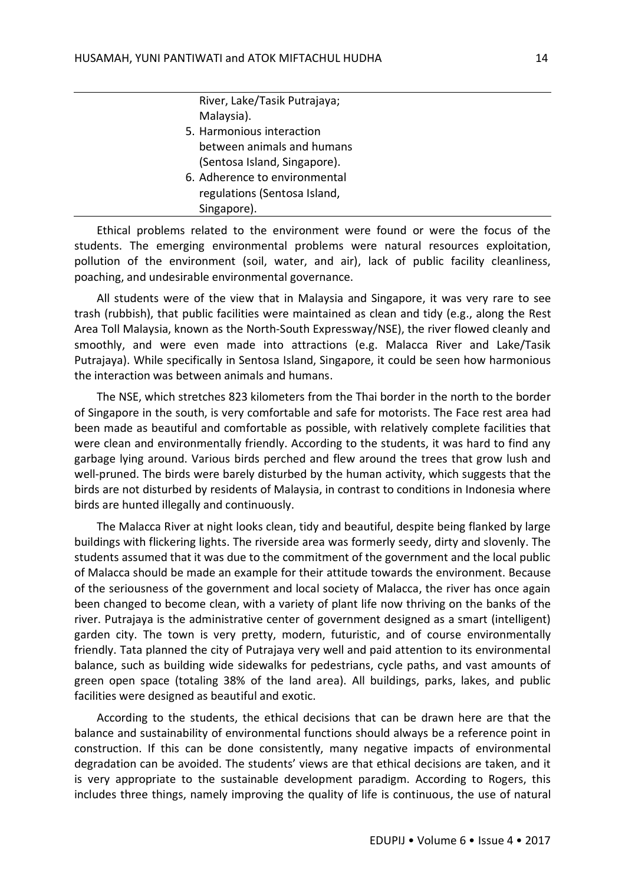| | |
|---|---|
| | River, Lake/Tasik Putrajaya; Malaysia).<br>5. Harmonious interaction between animals and humans (Sentosa Island, Singapore).<br>6. Adherence to environmental regulations (Sentosa Island, Singapore). |

Ethical problems related to the environment were found or were the focus of the students. The emerging environmental problems were natural resources exploitation, pollution of the environment (soil, water, and air), lack of public facility cleanliness, poaching, and undesirable environmental governance.

All students were of the view that in Malaysia and Singapore, it was very rare to see trash (rubbish), that public facilities were maintained as clean and tidy (e.g., along the Rest Area Toll Malaysia, known as the North-South Expressway/NSE), the river flowed cleanly and smoothly, and were even made into attractions (e.g. Malacca River and Lake/Tasik Putrajaya). While specifically in Sentosa Island, Singapore, it could be seen how harmonious the interaction was between animals and humans.

The NSE, which stretches 823 kilometers from the Thai border in the north to the border of Singapore in the south, is very comfortable and safe for motorists. The Face rest area had been made as beautiful and comfortable as possible, with relatively complete facilities that were clean and environmentally friendly. According to the students, it was hard to find any garbage lying around. Various birds perched and flew around the trees that grow lush and well-pruned. The birds were barely disturbed by the human activity, which suggests that the birds are not disturbed by residents of Malaysia, in contrast to conditions in Indonesia where birds are hunted illegally and continuously.

The Malacca River at night looks clean, tidy and beautiful, despite being flanked by large buildings with flickering lights. The riverside area was formerly seedy, dirty and slovenly. The students assumed that it was due to the commitment of the government and the local public of Malacca should be made an example for their attitude towards the environment. Because of the seriousness of the government and local society of Malacca, the river has once again been changed to become clean, with a variety of plant life now thriving on the banks of the river. Putrajaya is the administrative center of government designed as a smart (intelligent) garden city. The town is very pretty, modern, futuristic, and of course environmentally friendly. Tata planned the city of Putrajaya very well and paid attention to its environmental balance, such as building wide sidewalks for pedestrians, cycle paths, and vast amounts of green open space (totaling 38% of the land area). All buildings, parks, lakes, and public facilities were designed as beautiful and exotic.

According to the students, the ethical decisions that can be drawn here are that the balance and sustainability of environmental functions should always be a reference point in construction. If this can be done consistently, many negative impacts of environmental degradation can be avoided. The students' views are that ethical decisions are taken, and it is very appropriate to the sustainable development paradigm. According to Rogers, this includes three things, namely improving the quality of life is continuous, the use of natural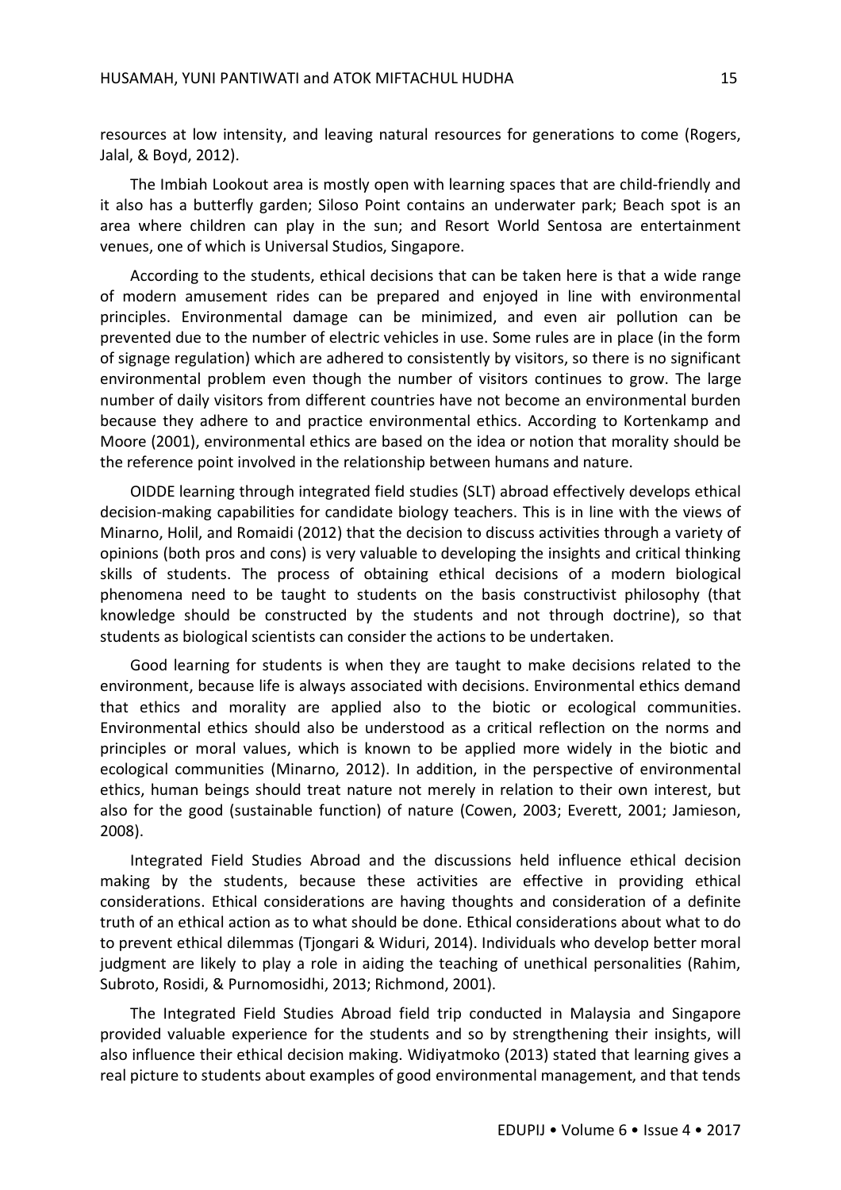resources at low intensity, and leaving natural resources for generations to come (Rogers, Jalal, & Boyd, 2012).

The Imbiah Lookout area is mostly open with learning spaces that are child-friendly and it also has a butterfly garden; Siloso Point contains an underwater park; Beach spot is an area where children can play in the sun; and Resort World Sentosa are entertainment venues, one of which is Universal Studios, Singapore.

According to the students, ethical decisions that can be taken here is that a wide range of modern amusement rides can be prepared and enjoyed in line with environmental principles. Environmental damage can be minimized, and even air pollution can be prevented due to the number of electric vehicles in use. Some rules are in place (in the form of signage regulation) which are adhered to consistently by visitors, so there is no significant environmental problem even though the number of visitors continues to grow. The large number of daily visitors from different countries have not become an environmental burden because they adhere to and practice environmental ethics. According to Kortenkamp and Moore (2001), environmental ethics are based on the idea or notion that morality should be the reference point involved in the relationship between humans and nature.

OIDDE learning through integrated field studies (SLT) abroad effectively develops ethical decision-making capabilities for candidate biology teachers. This is in line with the views of Minarno, Holil, and Romaidi (2012) that the decision to discuss activities through a variety of opinions (both pros and cons) is very valuable to developing the insights and critical thinking skills of students. The process of obtaining ethical decisions of a modern biological phenomena need to be taught to students on the basis constructivist philosophy (that knowledge should be constructed by the students and not through doctrine), so that students as biological scientists can consider the actions to be undertaken.

Good learning for students is when they are taught to make decisions related to the environment, because life is always associated with decisions. Environmental ethics demand that ethics and morality are applied also to the biotic or ecological communities. Environmental ethics should also be understood as a critical reflection on the norms and principles or moral values, which is known to be applied more widely in the biotic and ecological communities (Minarno, 2012). In addition, in the perspective of environmental ethics, human beings should treat nature not merely in relation to their own interest, but also for the good (sustainable function) of nature (Cowen, 2003; Everett, 2001; Jamieson, 2008).

Integrated Field Studies Abroad and the discussions held influence ethical decision making by the students, because these activities are effective in providing ethical considerations. Ethical considerations are having thoughts and consideration of a definite truth of an ethical action as to what should be done. Ethical considerations about what to do to prevent ethical dilemmas (Tjongari & Widuri, 2014). Individuals who develop better moral judgment are likely to play a role in aiding the teaching of unethical personalities (Rahim, Subroto, Rosidi, & Purnomosidhi, 2013; Richmond, 2001).

The Integrated Field Studies Abroad field trip conducted in Malaysia and Singapore provided valuable experience for the students and so by strengthening their insights, will also influence their ethical decision making. Widiyatmoko (2013) stated that learning gives a real picture to students about examples of good environmental management, and that tends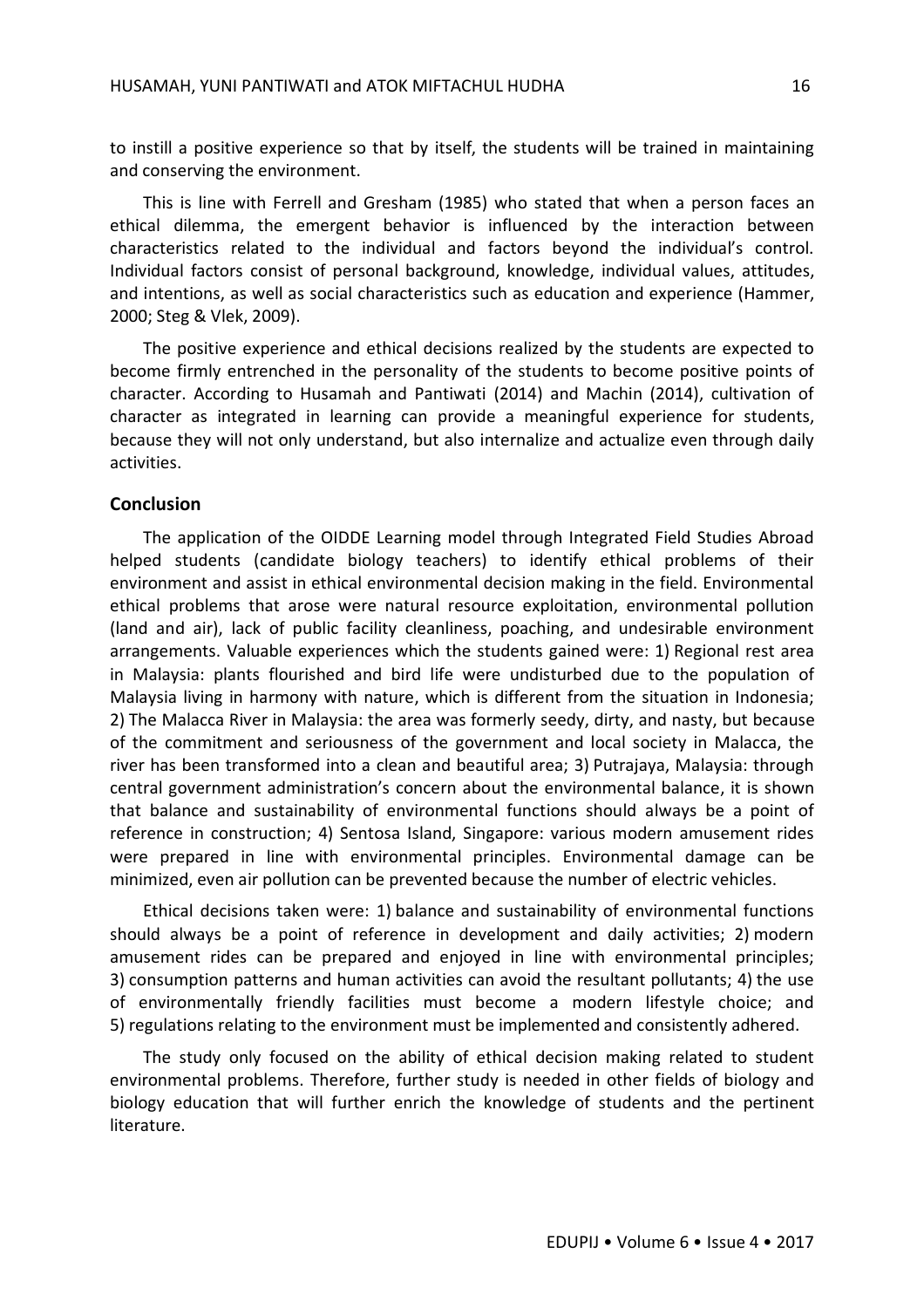to instill a positive experience so that by itself, the students will be trained in maintaining and conserving the environment.

This is line with Ferrell and Gresham (1985) who stated that when a person faces an ethical dilemma, the emergent behavior is influenced by the interaction between characteristics related to the individual and factors beyond the individual's control. Individual factors consist of personal background, knowledge, individual values, attitudes, and intentions, as well as social characteristics such as education and experience (Hammer, 2000; Steg & Vlek, 2009).

The positive experience and ethical decisions realized by the students are expected to become firmly entrenched in the personality of the students to become positive points of character. According to Husamah and Pantiwati (2014) and Machin (2014), cultivation of character as integrated in learning can provide a meaningful experience for students, because they will not only understand, but also internalize and actualize even through daily activities.

## Conclusion

The application of the OIDDE Learning model through Integrated Field Studies Abroad helped students (candidate biology teachers) to identify ethical problems of their environment and assist in ethical environmental decision making in the field. Environmental ethical problems that arose were natural resource exploitation, environmental pollution (land and air), lack of public facility cleanliness, poaching, and undesirable environment arrangements. Valuable experiences which the students gained were: 1) Regional rest area in Malaysia: plants flourished and bird life were undisturbed due to the population of Malaysia living in harmony with nature, which is different from the situation in Indonesia; 2) The Malacca River in Malaysia: the area was formerly seedy, dirty, and nasty, but because of the commitment and seriousness of the government and local society in Malacca, the river has been transformed into a clean and beautiful area; 3) Putrajaya, Malaysia: through central government administration's concern about the environmental balance, it is shown that balance and sustainability of environmental functions should always be a point of reference in construction; 4) Sentosa Island, Singapore: various modern amusement rides were prepared in line with environmental principles. Environmental damage can be minimized, even air pollution can be prevented because the number of electric vehicles.

Ethical decisions taken were: 1) balance and sustainability of environmental functions should always be a point of reference in development and daily activities; 2) modern amusement rides can be prepared and enjoyed in line with environmental principles; 3) consumption patterns and human activities can avoid the resultant pollutants; 4) the use of environmentally friendly facilities must become a modern lifestyle choice; and 5) regulations relating to the environment must be implemented and consistently adhered.

The study only focused on the ability of ethical decision making related to student environmental problems. Therefore, further study is needed in other fields of biology and biology education that will further enrich the knowledge of students and the pertinent literature.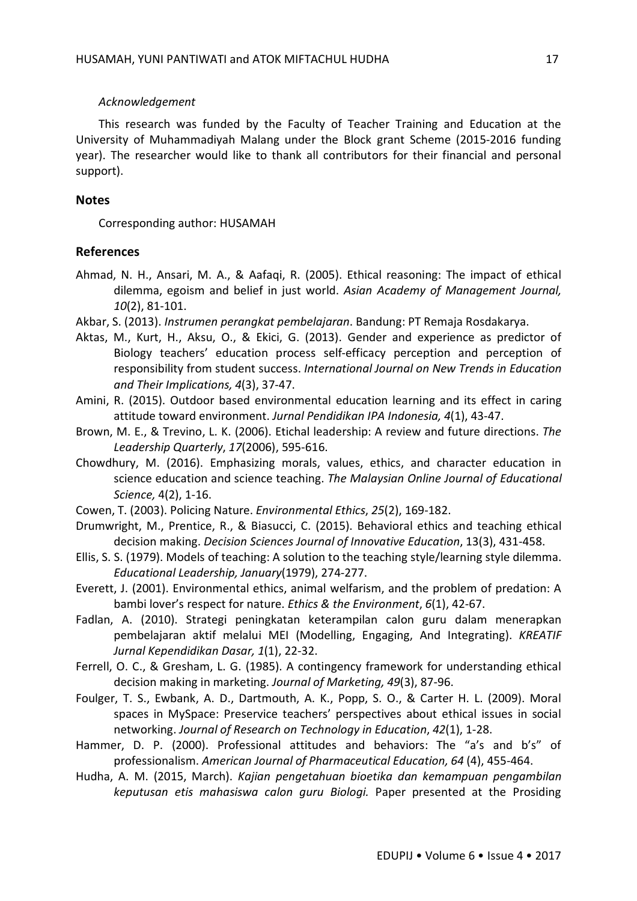*Acknowledgement*

This research was funded by the Faculty of Teacher Training and Education at the University of Muhammadiyah Malang under the Block grant Scheme (2015-2016 funding year). The researcher would like to thank all contributors for their financial and personal support).

## Notes

Corresponding author: HUSAMAH

## References

Ahmad, N. H., Ansari, M. A., & Aafaqi, R. (2005). Ethical reasoning: The impact of ethical dilemma, egoism and belief in just world. *Asian Academy of Management Journal, 10*(2), 81-101.

Akbar, S. (2013). *Instrumen perangkat pembelajaran*. Bandung: PT Remaja Rosdakarya.

Aktas, M., Kurt, H., Aksu, O., & Ekici, G. (2013). Gender and experience as predictor of Biology teachers' education process self-efficacy perception and perception of responsibility from student success. *International Journal on New Trends in Education and Their Implications, 4*(3), 37-47.

Amini, R. (2015). Outdoor based environmental education learning and its effect in caring attitude toward environment. *Jurnal Pendidikan IPA Indonesia, 4*(1), 43-47.

Brown, M. E., & Trevino, L. K. (2006). Etichal leadership: A review and future directions. *The Leadership Quarterly*, *17*(2006), 595-616.

Chowdhury, M. (2016). Emphasizing morals, values, ethics, and character education in science education and science teaching. *The Malaysian Online Journal of Educational Science,* 4(2), 1-16.

Cowen, T. (2003). Policing Nature. *Environmental Ethics*, *25*(2), 169-182.

Drumwright, M., Prentice, R., & Biasucci, C. (2015). Behavioral ethics and teaching ethical decision making. *Decision Sciences Journal of Innovative Education*, 13(3), 431-458.

Ellis, S. S. (1979). Models of teaching: A solution to the teaching style/learning style dilemma. *Educational Leadership, January*(1979), 274-277.

Everett, J. (2001). Environmental ethics, animal welfarism, and the problem of predation: A bambi lover's respect for nature. *Ethics & the Environment*, *6*(1), 42-67.

Fadlan, A. (2010). Strategi peningkatan keterampilan calon guru dalam menerapkan pembelajaran aktif melalui MEI (Modelling, Engaging, And Integrating). *KREATIF Jurnal Kependidikan Dasar, 1*(1), 22-32.

Ferrell, O. C., & Gresham, L. G. (1985). A contingency framework for understanding ethical decision making in marketing. *Journal of Marketing, 49*(3), 87-96.

Foulger, T. S., Ewbank, A. D., Dartmouth, A. K., Popp, S. O., & Carter H. L. (2009). Moral spaces in MySpace: Preservice teachers' perspectives about ethical issues in social networking. *Journal of Research on Technology in Education*, *42*(1), 1-28.

Hammer, D. P. (2000). Professional attitudes and behaviors: The "a's and b's" of professionalism. *American Journal of Pharmaceutical Education, 64* (4), 455-464.

Hudha, A. M. (2015, March). *Kajian pengetahuan bioetika dan kemampuan pengambilan keputusan etis mahasiswa calon guru Biologi.* Paper presented at the Prosiding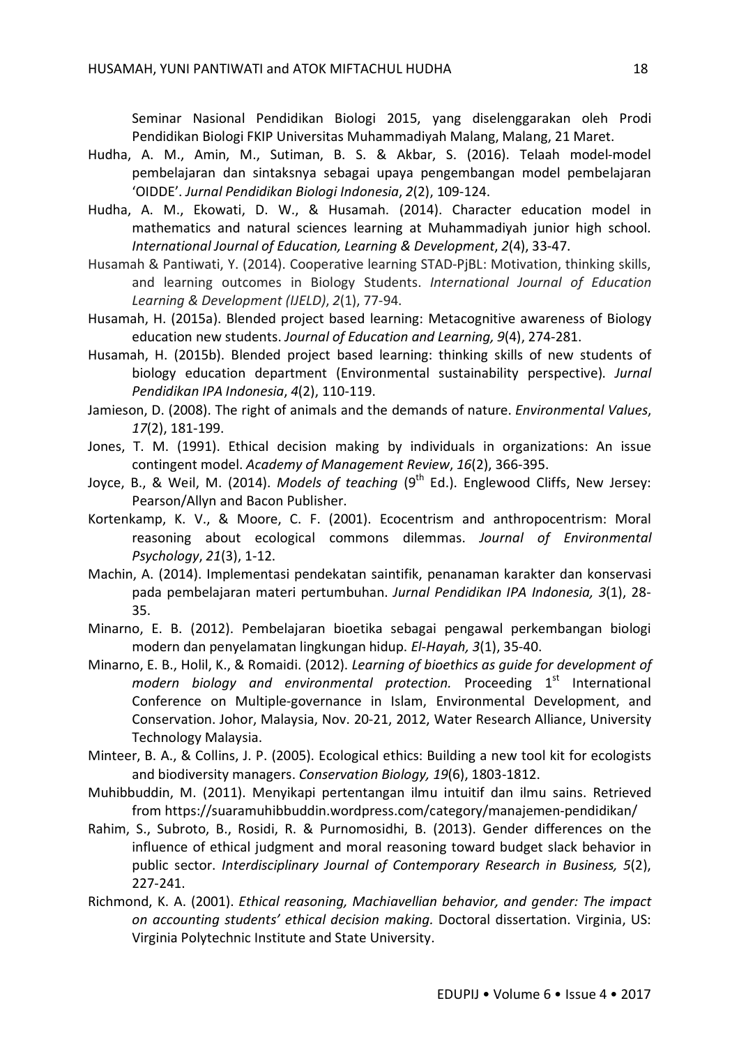Seminar Nasional Pendidikan Biologi 2015, yang diselenggarakan oleh Prodi Pendidikan Biologi FKIP Universitas Muhammadiyah Malang, Malang, 21 Maret.

Hudha, A. M., Amin, M., Sutiman, B. S. & Akbar, S. (2016). Telaah model-model pembelajaran dan sintaksnya sebagai upaya pengembangan model pembelajaran 'OIDDE'. *Jurnal Pendidikan Biologi Indonesia*, *2*(2), 109-124.

Hudha, A. M., Ekowati, D. W., & Husamah. (2014). Character education model in mathematics and natural sciences learning at Muhammadiyah junior high school. *International Journal of Education, Learning & Development*, *2*(4), 33-47.

Husamah & Pantiwati, Y. (2014). Cooperative learning STAD-PjBL: Motivation, thinking skills, and learning outcomes in Biology Students. *International Journal of Education Learning & Development (IJELD)*, *2*(1), 77-94.

Husamah, H. (2015a). Blended project based learning: Metacognitive awareness of Biology education new students. *Journal of Education and Learning, 9*(4), 274-281.

Husamah, H. (2015b). Blended project based learning: thinking skills of new students of biology education department (Environmental sustainability perspective). *Jurnal Pendidikan IPA Indonesia*, *4*(2), 110-119.

Jamieson, D. (2008). The right of animals and the demands of nature. *Environmental Values*, *17*(2), 181-199.

Jones, T. M. (1991). Ethical decision making by individuals in organizations: An issue contingent model. *Academy of Management Review*, *16*(2), 366-395.

Joyce, B., & Weil, M. (2014). *Models of teaching* (9th Ed.). Englewood Cliffs, New Jersey: Pearson/Allyn and Bacon Publisher.

Kortenkamp, K. V., & Moore, C. F. (2001). Ecocentrism and anthropocentrism: Moral reasoning about ecological commons dilemmas. *Journal of Environmental Psychology*, *21*(3), 1-12.

Machin, A. (2014). Implementasi pendekatan saintifik, penanaman karakter dan konservasi pada pembelajaran materi pertumbuhan. *Jurnal Pendidikan IPA Indonesia, 3*(1), 28-35.

Minarno, E. B. (2012). Pembelajaran bioetika sebagai pengawal perkembangan biologi modern dan penyelamatan lingkungan hidup. *El-Hayah, 3*(1), 35-40.

Minarno, E. B., Holil, K., & Romaidi. (2012). *Learning of bioethics as guide for development of modern biology and environmental protection.* Proceeding 1st International Conference on Multiple-governance in Islam, Environmental Development, and Conservation. Johor, Malaysia, Nov. 20-21, 2012, Water Research Alliance, University Technology Malaysia.

Minteer, B. A., & Collins, J. P. (2005). Ecological ethics: Building a new tool kit for ecologists and biodiversity managers. *Conservation Biology, 19*(6), 1803-1812.

Muhibbuddin, M. (2011). Menyikapi pertentangan ilmu intuitif dan ilmu sains. Retrieved from https://suaramuhibbuddin.wordpress.com/category/manajemen-pendidikan/

Rahim, S., Subroto, B., Rosidi, R. & Purnomosidhi, B. (2013). Gender differences on the influence of ethical judgment and moral reasoning toward budget slack behavior in public sector. *Interdisciplinary Journal of Contemporary Research in Business, 5*(2), 227-241.

Richmond, K. A. (2001). *Ethical reasoning, Machiavellian behavior, and gender: The impact on accounting students' ethical decision making.* Doctoral dissertation. Virginia, US: Virginia Polytechnic Institute and State University.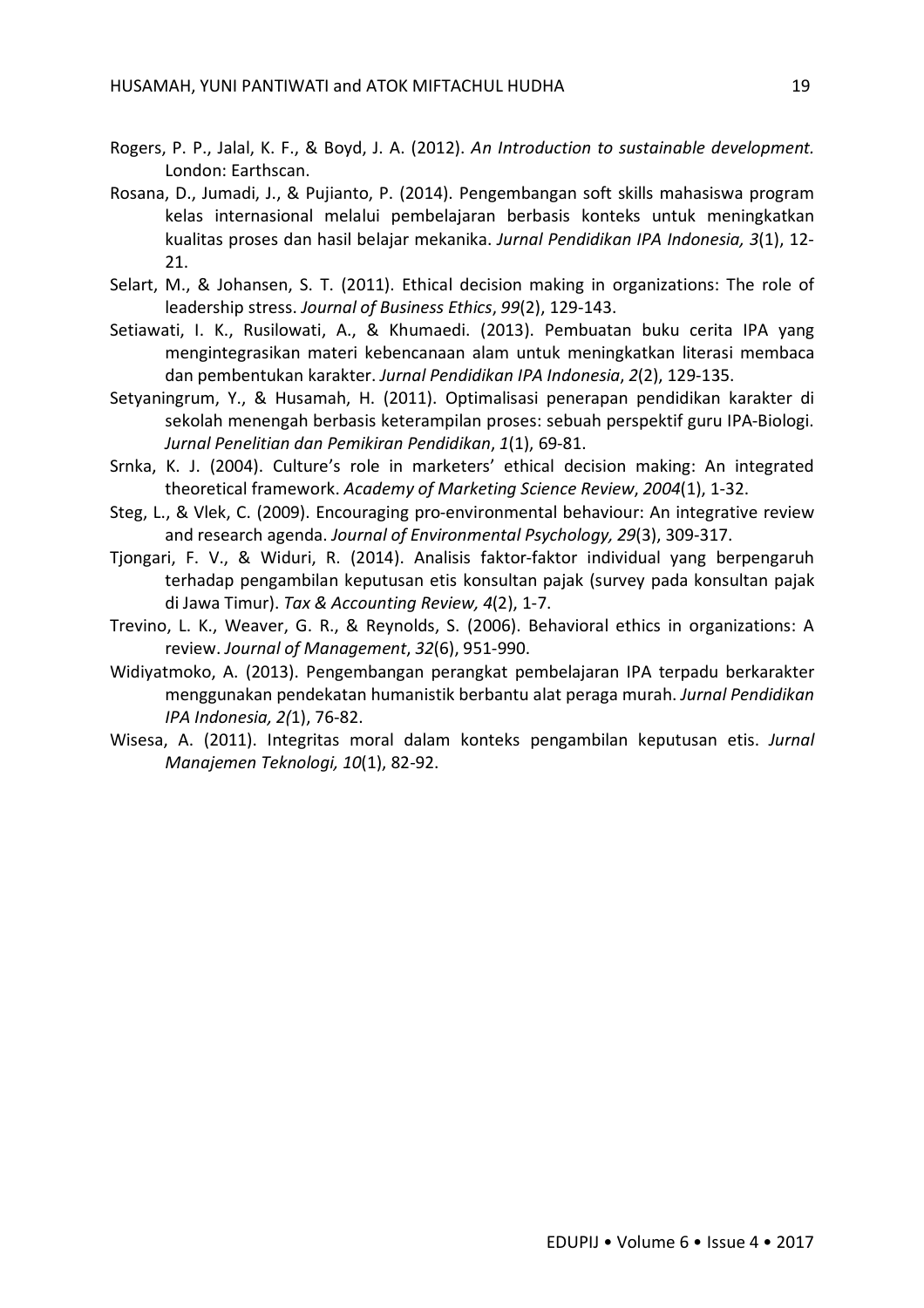Rogers, P. P., Jalal, K. F., & Boyd, J. A. (2012). *An Introduction to sustainable development.* London: Earthscan.

Rosana, D., Jumadi, J., & Pujianto, P. (2014). Pengembangan soft skills mahasiswa program kelas internasional melalui pembelajaran berbasis konteks untuk meningkatkan kualitas proses dan hasil belajar mekanika. *Jurnal Pendidikan IPA Indonesia, 3*(1), 12-21.

Selart, M., & Johansen, S. T. (2011). Ethical decision making in organizations: The role of leadership stress. *Journal of Business Ethics*, *99*(2), 129-143.

Setiawati, I. K., Rusilowati, A., & Khumaedi. (2013). Pembuatan buku cerita IPA yang mengintegrasikan materi kebencanaan alam untuk meningkatkan literasi membaca dan pembentukan karakter. *Jurnal Pendidikan IPA Indonesia*, *2*(2), 129-135.

Setyaningrum, Y., & Husamah, H. (2011). Optimalisasi penerapan pendidikan karakter di sekolah menengah berbasis keterampilan proses: sebuah perspektif guru IPA-Biologi. *Jurnal Penelitian dan Pemikiran Pendidikan*, *1*(1), 69-81.

Srnka, K. J. (2004). Culture's role in marketers' ethical decision making: An integrated theoretical framework. *Academy of Marketing Science Review*, *2004*(1), 1-32.

Steg, L., & Vlek, C. (2009). Encouraging pro-environmental behaviour: An integrative review and research agenda. *Journal of Environmental Psychology, 29*(3), 309-317.

Tjongari, F. V., & Widuri, R. (2014). Analisis faktor-faktor individual yang berpengaruh terhadap pengambilan keputusan etis konsultan pajak (survey pada konsultan pajak di Jawa Timur). *Tax & Accounting Review, 4*(2), 1-7.

Trevino, L. K., Weaver, G. R., & Reynolds, S. (2006). Behavioral ethics in organizations: A review. *Journal of Management*, *32*(6), 951-990.

Widiyatmoko, A. (2013). Pengembangan perangkat pembelajaran IPA terpadu berkarakter menggunakan pendekatan humanistik berbantu alat peraga murah. *Jurnal Pendidikan IPA Indonesia, 2(*1), 76-82.

Wisesa, A. (2011). Integritas moral dalam konteks pengambilan keputusan etis. *Jurnal Manajemen Teknologi, 10*(1), 82-92.